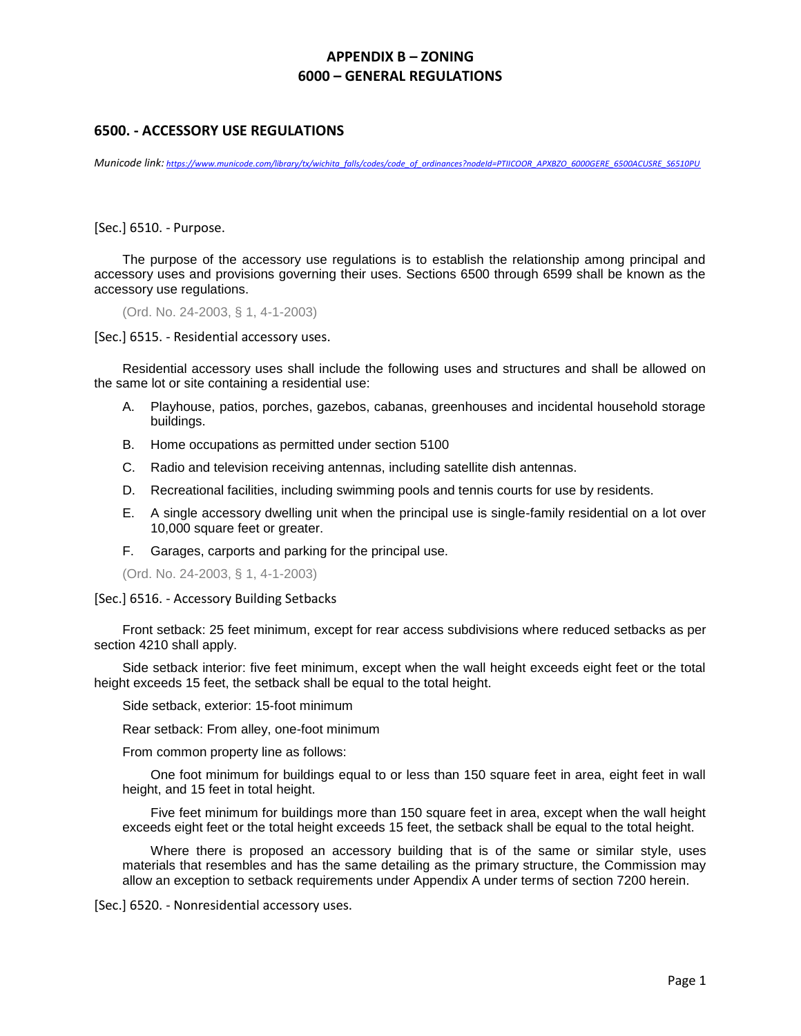# APPENDIX B – ZONING
# 6000 – GENERAL REGULATIONS

## 6500. - ACCESSORY USE REGULATIONS

*Municode link: https://www.municode.com/library/tx/wichita_falls/codes/code_of_ordinances?nodeId=PTIICOOR_APXBZO_6000GERE_6500ACUSRE_S6510PU*

### [Sec.] 6510. - Purpose.

The purpose of the accessory use regulations is to establish the relationship among principal and accessory uses and provisions governing their uses. Sections 6500 through 6599 shall be known as the accessory use regulations.

(Ord. No. 24-2003, § 1, 4-1-2003)

### [Sec.] 6515. - Residential accessory uses.

Residential accessory uses shall include the following uses and structures and shall be allowed on the same lot or site containing a residential use:

- A. Playhouse, patios, porches, gazebos, cabanas, greenhouses and incidental household storage buildings.
- B. Home occupations as permitted under section 5100
- C. Radio and television receiving antennas, including satellite dish antennas.
- D. Recreational facilities, including swimming pools and tennis courts for use by residents.
- E. A single accessory dwelling unit when the principal use is single-family residential on a lot over 10,000 square feet or greater.
- F. Garages, carports and parking for the principal use.

(Ord. No. 24-2003, § 1, 4-1-2003)

### [Sec.] 6516. - Accessory Building Setbacks

Front setback: 25 feet minimum, except for rear access subdivisions where reduced setbacks as per section 4210 shall apply.

Side setback interior: five feet minimum, except when the wall height exceeds eight feet or the total height exceeds 15 feet, the setback shall be equal to the total height.

Side setback, exterior: 15-foot minimum

Rear setback: From alley, one-foot minimum

From common property line as follows:

One foot minimum for buildings equal to or less than 150 square feet in area, eight feet in wall height, and 15 feet in total height.

Five feet minimum for buildings more than 150 square feet in area, except when the wall height exceeds eight feet or the total height exceeds 15 feet, the setback shall be equal to the total height.

Where there is proposed an accessory building that is of the same or similar style, uses materials that resembles and has the same detailing as the primary structure, the Commission may allow an exception to setback requirements under Appendix A under terms of section 7200 herein.

### [Sec.] 6520. - Nonresidential accessory uses.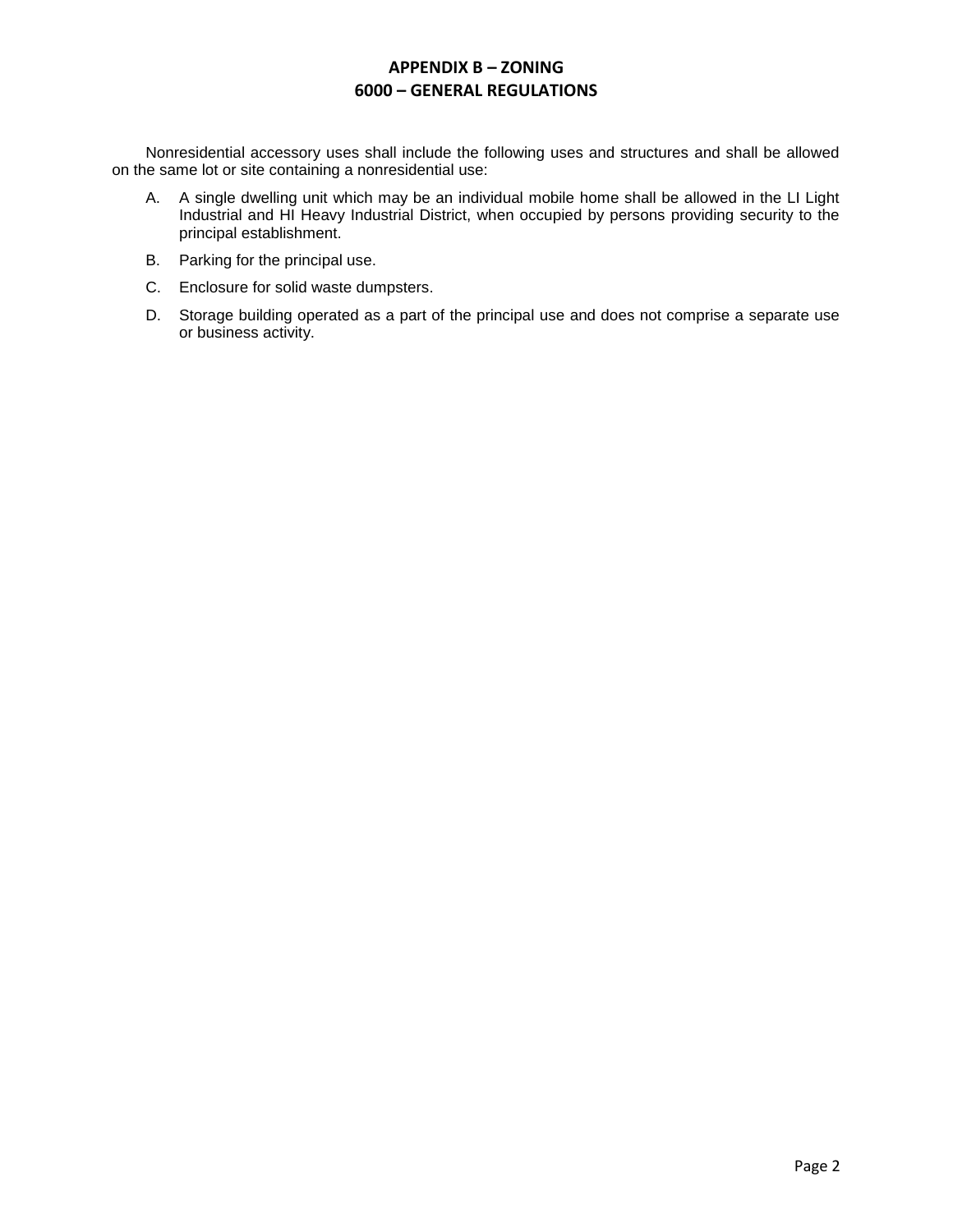Nonresidential accessory uses shall include the following uses and structures and shall be allowed on the same lot or site containing a nonresidential use:

A. A single dwelling unit which may be an individual mobile home shall be allowed in the LI Light Industrial and HI Heavy Industrial District, when occupied by persons providing security to the principal establishment.

B. Parking for the principal use.

C. Enclosure for solid waste dumpsters.

D. Storage building operated as a part of the principal use and does not comprise a separate use or business activity.